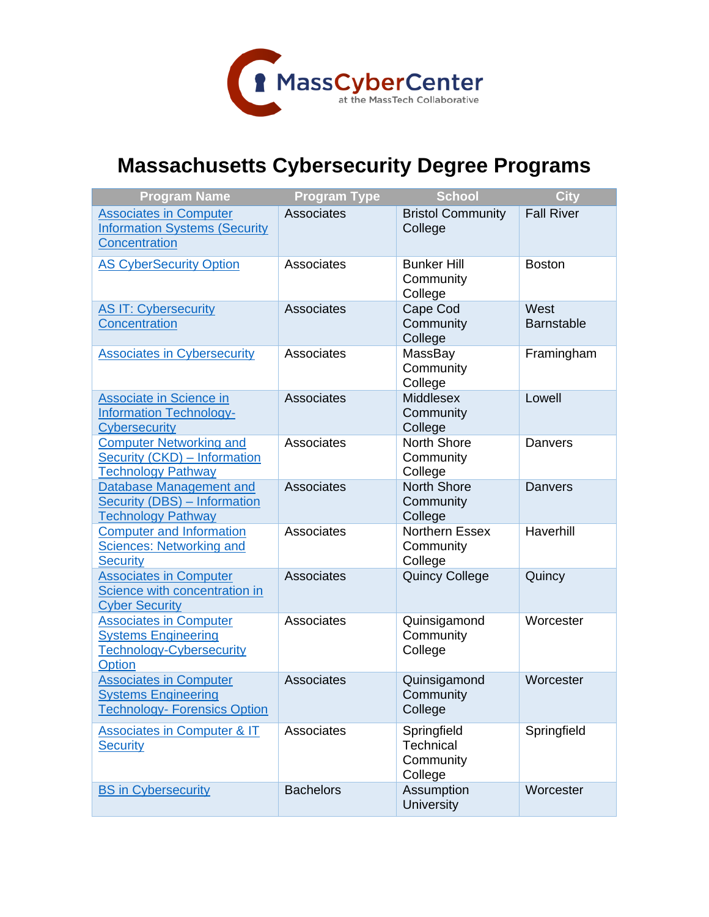MassCyberCenter at the MassTech Collaborative

# Massachusetts Cybersecurity Degree Programs

| Program Name | Program Type | School | City |
|---|---|---|---|
| Associates in Computer Information Systems (Security Concentration | Associates | Bristol Community College | Fall River |
| AS CyberSecurity Option | Associates | Bunker Hill Community College | Boston |
| AS IT: Cybersecurity Concentration | Associates | Cape Cod Community College | West Barnstable |
| Associates in Cybersecurity | Associates | MassBay Community College | Framingham |
| Associate in Science in Information Technology-Cybersecurity | Associates | Middlesex Community College | Lowell |
| Computer Networking and Security (CKD) – Information Technology Pathway | Associates | North Shore Community College | Danvers |
| Database Management and Security (DBS) – Information Technology Pathway | Associates | North Shore Community College | Danvers |
| Computer and Information Sciences: Networking and Security | Associates | Northern Essex Community College | Haverhill |
| Associates in Computer Science with concentration in Cyber Security | Associates | Quincy College | Quincy |
| Associates in Computer Systems Engineering Technology-Cybersecurity Option | Associates | Quinsigamond Community College | Worcester |
| Associates in Computer Systems Engineering Technology- Forensics Option | Associates | Quinsigamond Community College | Worcester |
| Associates in Computer & IT Security | Associates | Springfield Technical Community College | Springfield |
| BS in Cybersecurity | Bachelors | Assumption University | Worcester |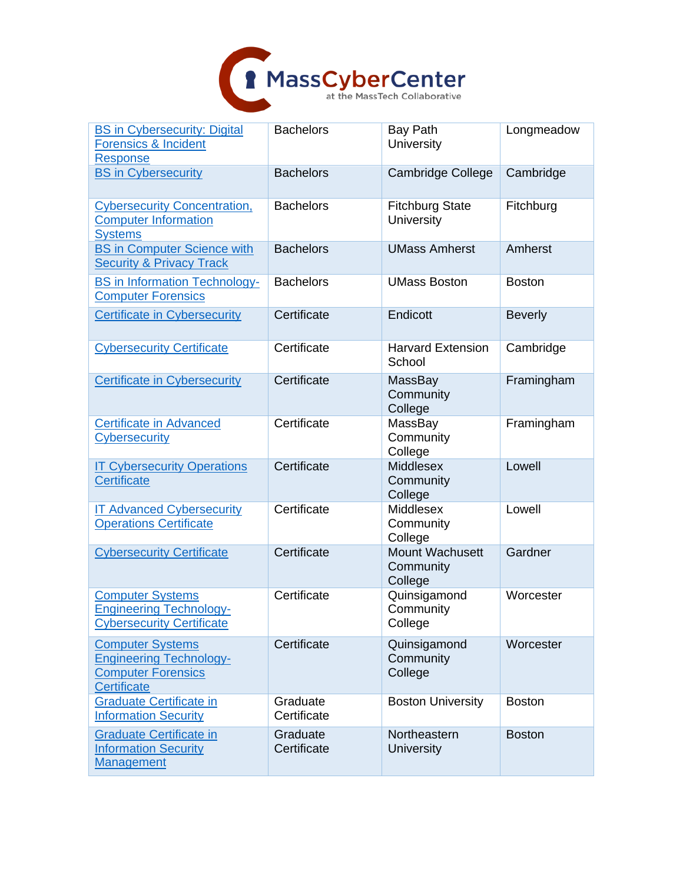| BS in Cybersecurity: Digital Forensics & Incident Response | Bachelors | Bay Path University | Longmeadow |
|---|---|---|---|
| BS in Cybersecurity | Bachelors | Cambridge College | Cambridge |
| Cybersecurity Concentration, Computer Information Systems | Bachelors | Fitchburg State University | Fitchburg |
| BS in Computer Science with Security & Privacy Track | Bachelors | UMass Amherst | Amherst |
| BS in Information Technology-Computer Forensics | Bachelors | UMass Boston | Boston |
| Certificate in Cybersecurity | Certificate | Endicott | Beverly |
| Cybersecurity Certificate | Certificate | Harvard Extension School | Cambridge |
| Certificate in Cybersecurity | Certificate | MassBay Community College | Framingham |
| Certificate in Advanced Cybersecurity | Certificate | MassBay Community College | Framingham |
| IT Cybersecurity Operations Certificate | Certificate | Middlesex Community College | Lowell |
| IT Advanced Cybersecurity Operations Certificate | Certificate | Middlesex Community College | Lowell |
| Cybersecurity Certificate | Certificate | Mount Wachusett Community College | Gardner |
| Computer Systems Engineering Technology-Cybersecurity Certificate | Certificate | Quinsigamond Community College | Worcester |
| Computer Systems Engineering Technology-Computer Forensics Certificate | Certificate | Quinsigamond Community College | Worcester |
| Graduate Certificate in Information Security | Graduate Certificate | Boston University | Boston |
| Graduate Certificate in Information Security Management | Graduate Certificate | Northeastern University | Boston |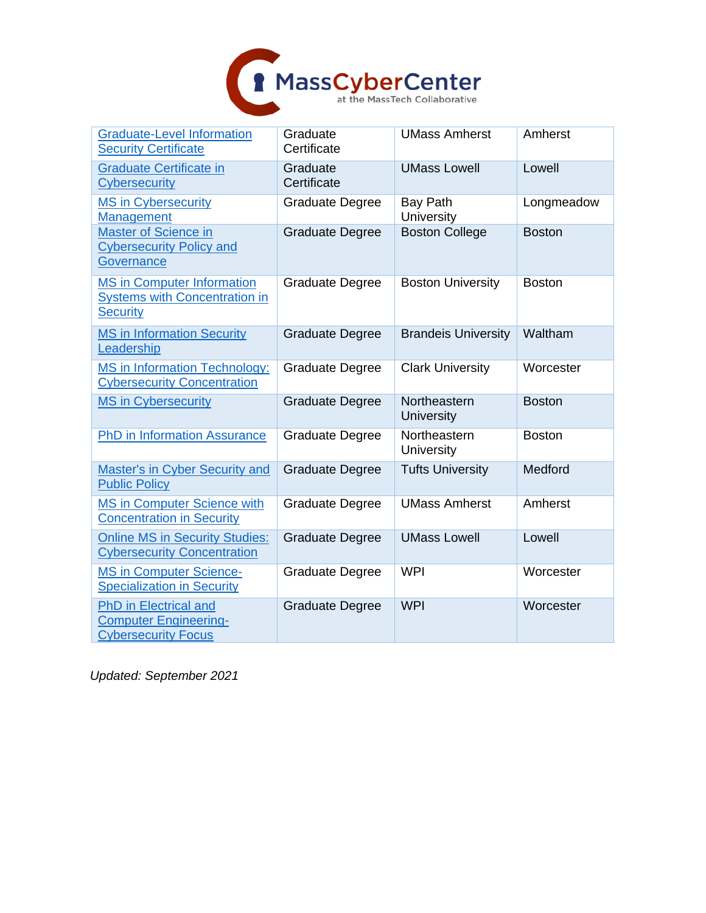| | | | |
|---|---|---|---|
| Graduate-Level Information Security Certificate | Graduate Certificate | UMass Amherst | Amherst |
| Graduate Certificate in Cybersecurity | Graduate Certificate | UMass Lowell | Lowell |
| MS in Cybersecurity Management | Graduate Degree | Bay Path University | Longmeadow |
| Master of Science in Cybersecurity Policy and Governance | Graduate Degree | Boston College | Boston |
| MS in Computer Information Systems with Concentration in Security | Graduate Degree | Boston University | Boston |
| MS in Information Security Leadership | Graduate Degree | Brandeis University | Waltham |
| MS in Information Technology: Cybersecurity Concentration | Graduate Degree | Clark University | Worcester |
| MS in Cybersecurity | Graduate Degree | Northeastern University | Boston |
| PhD in Information Assurance | Graduate Degree | Northeastern University | Boston |
| Master's in Cyber Security and Public Policy | Graduate Degree | Tufts University | Medford |
| MS in Computer Science with Concentration in Security | Graduate Degree | UMass Amherst | Amherst |
| Online MS in Security Studies: Cybersecurity Concentration | Graduate Degree | UMass Lowell | Lowell |
| MS in Computer Science-Specialization in Security | Graduate Degree | WPI | Worcester |
| PhD in Electrical and Computer Engineering-Cybersecurity Focus | Graduate Degree | WPI | Worcester |

*Updated: September 2021*